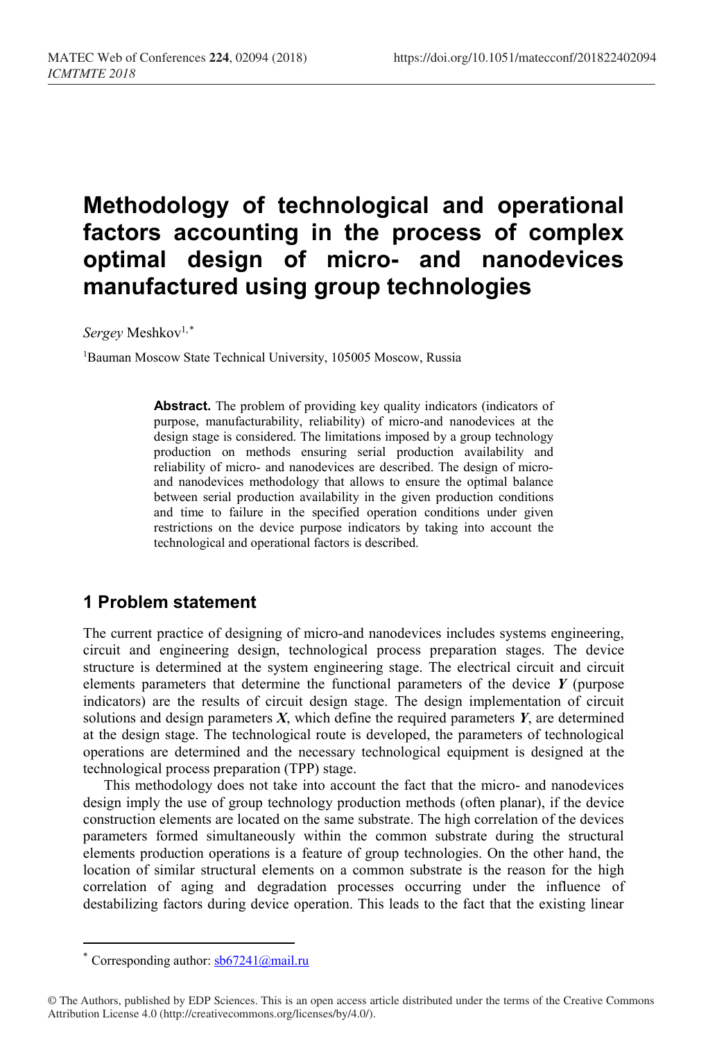# Methodology of technological and operational factors accounting in the process of complex optimal design of micro- and nanodevices manufactured using group technologies

*Sergey* Meshkov[1,*]

[1]Bauman Moscow State Technical University, 105005 Moscow, Russia

> **Abstract.** The problem of providing key quality indicators (indicators of purpose, manufacturability, reliability) of micro-and nanodevices at the design stage is considered. The limitations imposed by a group technology production on methods ensuring serial production availability and reliability of micro- and nanodevices are described. The design of micro- and nanodevices methodology that allows to ensure the optimal balance between serial production availability in the given production conditions and time to failure in the specified operation conditions under given restrictions on the device purpose indicators by taking into account the technological and operational factors is described.

## 1 Problem statement

The current practice of designing of micro-and nanodevices includes systems engineering, circuit and engineering design, technological process preparation stages. The device structure is determined at the system engineering stage. The electrical circuit and circuit elements parameters that determine the functional parameters of the device ***Y*** (purpose indicators) are the results of circuit design stage. The design implementation of circuit solutions and design parameters ***X***, which define the required parameters ***Y***, are determined at the design stage. The technological route is developed, the parameters of technological operations are determined and the necessary technological equipment is designed at the technological process preparation (TPP) stage.

This methodology does not take into account the fact that the micro- and nanodevices design imply the use of group technology production methods (often planar), if the device construction elements are located on the same substrate. The high correlation of the devices parameters formed simultaneously within the common substrate during the structural elements production operations is a feature of group technologies. On the other hand, the location of similar structural elements on a common substrate is the reason for the high correlation of aging and degradation processes occurring under the influence of destabilizing factors during device operation. This leads to the fact that the existing linear

---

* Corresponding author: sb67241@mail.ru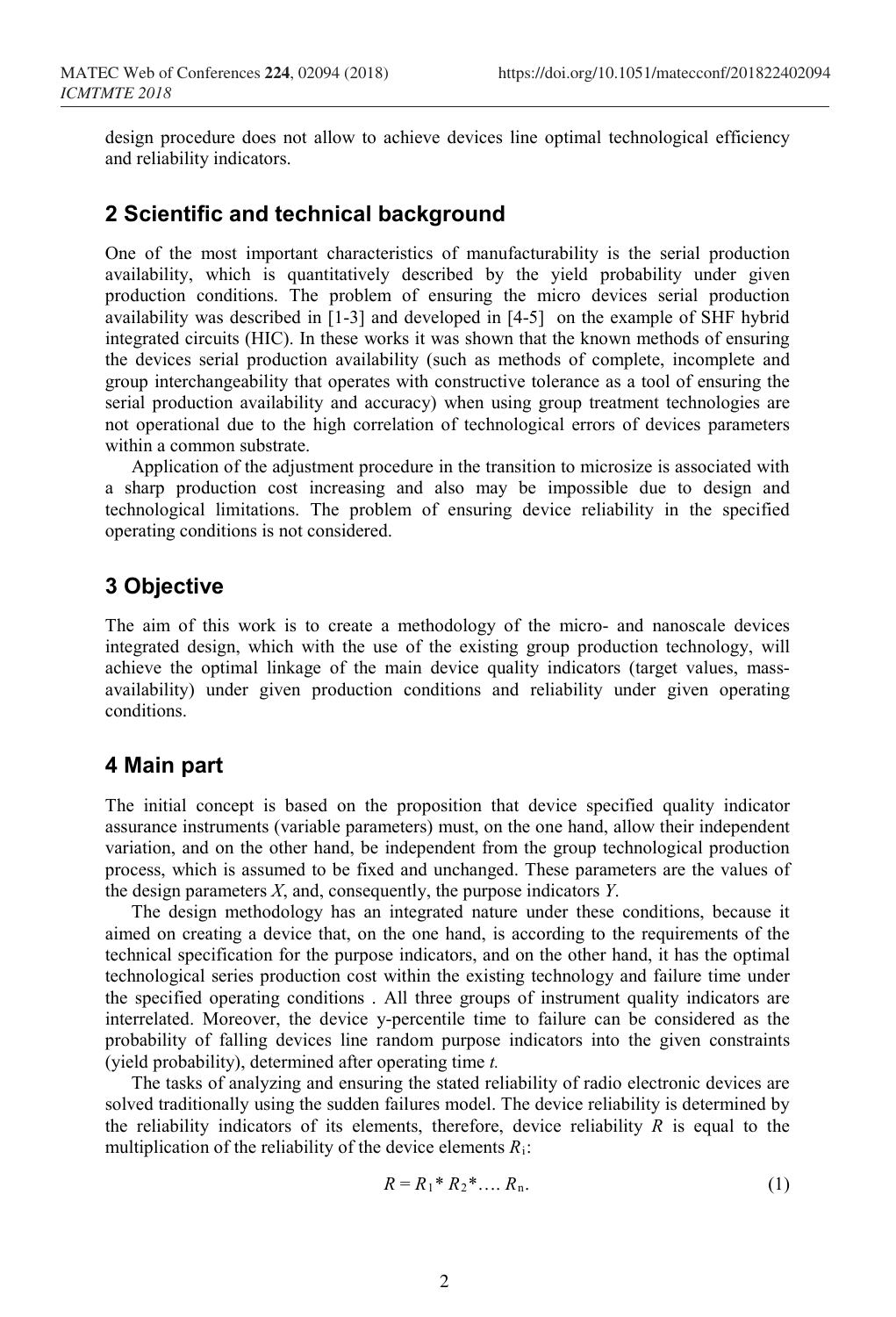design procedure does not allow to achieve devices line optimal technological efficiency and reliability indicators.

## 2 Scientific and technical background

One of the most important characteristics of manufacturability is the serial production availability, which is quantitatively described by the yield probability under given production conditions. The problem of ensuring the micro devices serial production availability was described in [1-3] and developed in [4-5] on the example of SHF hybrid integrated circuits (HIC). In these works it was shown that the known methods of ensuring the devices serial production availability (such as methods of complete, incomplete and group interchangeability that operates with constructive tolerance as a tool of ensuring the serial production availability and accuracy) when using group treatment technologies are not operational due to the high correlation of technological errors of devices parameters within a common substrate.

Application of the adjustment procedure in the transition to microsize is associated with a sharp production cost increasing and also may be impossible due to design and technological limitations. The problem of ensuring device reliability in the specified operating conditions is not considered.

## 3 Objective

The aim of this work is to create a methodology of the micro- and nanoscale devices integrated design, which with the use of the existing group production technology, will achieve the optimal linkage of the main device quality indicators (target values, mass-availability) under given production conditions and reliability under given operating conditions.

## 4 Main part

The initial concept is based on the proposition that device specified quality indicator assurance instruments (variable parameters) must, on the one hand, allow their independent variation, and on the other hand, be independent from the group technological production process, which is assumed to be fixed and unchanged. These parameters are the values of the design parameters $X$, and, consequently, the purpose indicators $Y$.

The design methodology has an integrated nature under these conditions, because it aimed on creating a device that, on the one hand, is according to the requirements of the technical specification for the purpose indicators, and on the other hand, it has the optimal technological series production cost within the existing technology and failure time under the specified operating conditions . All three groups of instrument quality indicators are interrelated. Moreover, the device y-percentile time to failure can be considered as the probability of falling devices line random purpose indicators into the given constraints (yield probability), determined after operating time $t$.

The tasks of analyzing and ensuring the stated reliability of radio electronic devices are solved traditionally using the sudden failures model. The device reliability is determined by the reliability indicators of its elements, therefore, device reliability $R$ is equal to the multiplication of the reliability of the device elements $R_i$:

$$R = R_1 * R_2 * \ldots R_n. \tag{1}$$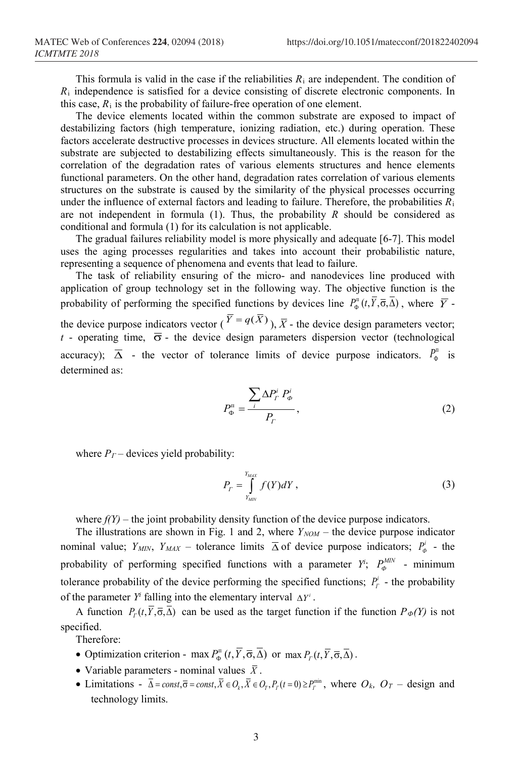This formula is valid in the case if the reliabilities $R_i$ are independent. The condition of $R_i$ independence is satisfied for a device consisting of discrete electronic components. In this case, $R_i$ is the probability of failure-free operation of one element.

The device elements located within the common substrate are exposed to impact of destabilizing factors (high temperature, ionizing radiation, etc.) during operation. These factors accelerate destructive processes in devices structure. All elements located within the substrate are subjected to destabilizing effects simultaneously. This is the reason for the correlation of the degradation rates of various elements structures and hence elements functional parameters. On the other hand, degradation rates correlation of various elements structures on the substrate is caused by the similarity of the physical processes occurring under the influence of external factors and leading to failure. Therefore, the probabilities $R_i$ are not independent in formula (1). Thus, the probability $R$ should be considered as conditional and formula (1) for its calculation is not applicable.

The gradual failures reliability model is more physically and adequate [6-7]. This model uses the aging processes regularities and takes into account their probabilistic nature, representing a sequence of phenomena and events that lead to failure.

The task of reliability ensuring of the micro- and nanodevices line produced with application of group technology set in the following way. The objective function is the probability of performing the specified functions by devices line $P_{\Phi}^{\text{п}}(t,\overline{Y},\overline{\sigma},\overline{\Delta})$, where $\overline{Y}$ - the device purpose indicators vector ($\overline{Y} = q(\overline{X})$), $\overline{X}$ - the device design parameters vector; $t$ - operating time, $\overline{\sigma}$ - the device design parameters dispersion vector (technological accuracy); $\overline{\Delta}$ - the vector of tolerance limits of device purpose indicators. $P_{\Phi}^{\text{п}}$ is determined as:

$$P_{\Phi}^{\text{п}} = \frac{\sum_{i} \Delta P_{\Gamma}^{i} P_{\Phi}^{i}}{P_{\Gamma}}, \tag{2}$$

where $P_{\Gamma}$ – devices yield probability:

$$P_{\Gamma} = \int_{Y_{MIN}}^{Y_{MAX}} f(Y)dY, \tag{3}$$

where $f(Y)$ – the joint probability density function of the device purpose indicators.

The illustrations are shown in Fig. 1 and 2, where $Y_{NOM}$ – the device purpose indicator nominal value; $Y_{MIN}$, $Y_{MAX}$ – tolerance limits $\overline{\Delta}$ of device purpose indicators; $P_{\Phi}^{i}$ - the probability of performing specified functions with a parameter $Y^i$; $P_{\Phi}^{MIN}$ - minimum tolerance probability of the device performing the specified functions; $P_{\Gamma}^{i}$ - the probability of the parameter $Y^i$ falling into the elementary interval $\Delta Y^i$.

A function $P_{\Gamma}(t,\overline{Y},\overline{\sigma},\overline{\Delta})$ can be used as the target function if the function $P_{\Phi}(Y)$ is not specified.

Therefore:

- Optimization criterion - $\max P_{\Phi}^{\text{п}}(t,\overline{Y},\overline{\sigma},\overline{\Delta})$ or $\max P_{\Gamma}(t,\overline{Y},\overline{\sigma},\overline{\Delta})$.
- Variable parameters - nominal values $\overline{X}$.
- Limitations - $\overline{\Delta} = const, \overline{\sigma} = const, \overline{X} \in O_k, \overline{X} \in O_T, P_{\Gamma}(t=0) \geq P_{\Gamma}^{\min}$, where $O_k$, $O_T$ – design and technology limits.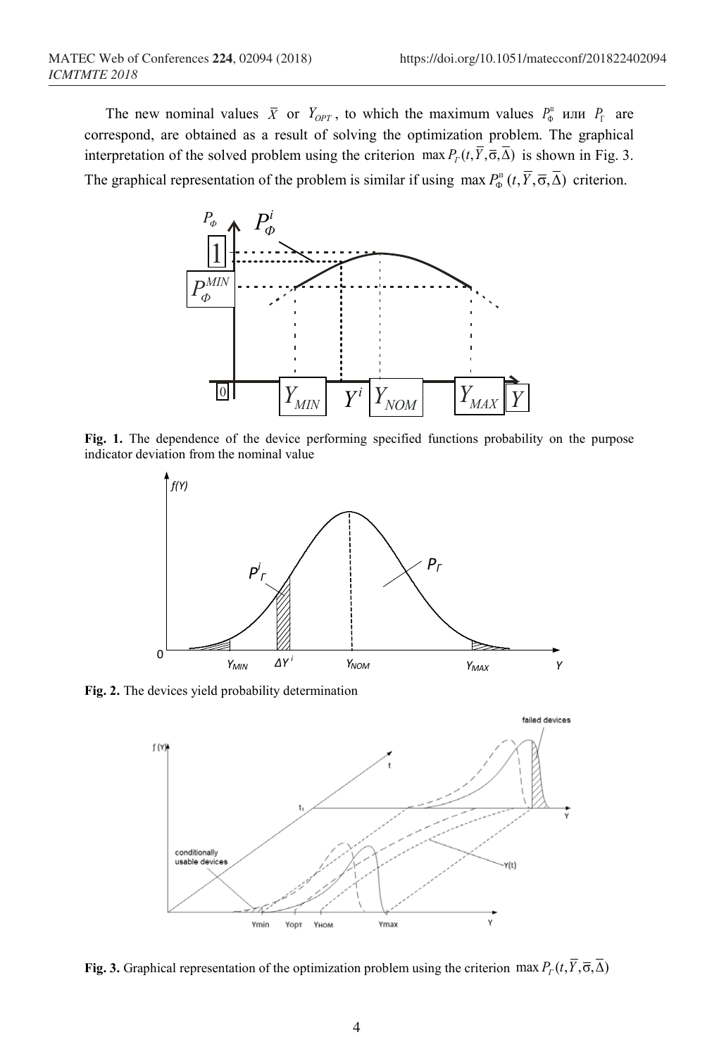The new nominal values $\overline{X}$ or $Y_{OPT}$, to which the maximum values $P_{\Phi}^{п}$ или $P_{\Gamma}$ are correspond, are obtained as a result of solving the optimization problem. The graphical interpretation of the solved problem using the criterion $\max P_{\Gamma}(t,\overline{Y},\overline{\sigma},\overline{\Delta})$ is shown in Fig. 3. The graphical representation of the problem is similar if using $\max P_{\Phi}^{п}(t,\overline{Y},\overline{\sigma},\overline{\Delta})$ criterion.

**Fig. 1.** The dependence of the device performing specified functions probability on the purpose indicator deviation from the nominal value

**Fig. 2.** The devices yield probability determination

**Fig. 3.** Graphical representation of the optimization problem using the criterion $\max P_{\Gamma}(t,\overline{Y},\overline{\sigma},\overline{\Delta})$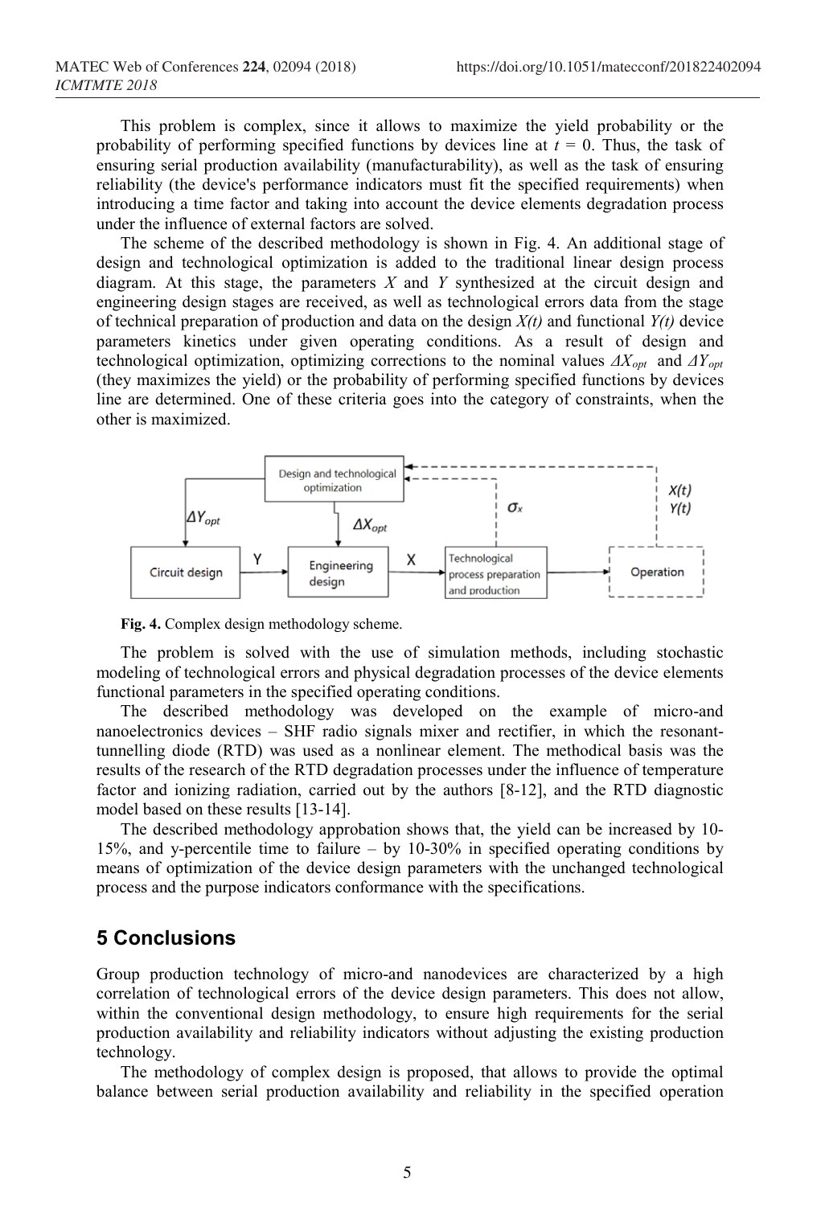This problem is complex, since it allows to maximize the yield probability or the probability of performing specified functions by devices line at $t = 0$. Thus, the task of ensuring serial production availability (manufacturability), as well as the task of ensuring reliability (the device's performance indicators must fit the specified requirements) when introducing a time factor and taking into account the device elements degradation process under the influence of external factors are solved.

The scheme of the described methodology is shown in Fig. 4. An additional stage of design and technological optimization is added to the traditional linear design process diagram. At this stage, the parameters $X$ and $Y$ synthesized at the circuit design and engineering design stages are received, as well as technological errors data from the stage of technical preparation of production and data on the design $X(t)$ and functional $Y(t)$ device parameters kinetics under given operating conditions. As a result of design and technological optimization, optimizing corrections to the nominal values $\Delta X_{opt}$ and $\Delta Y_{opt}$ (they maximizes the yield) or the probability of performing specified functions by devices line are determined. One of these criteria goes into the category of constraints, when the other is maximized.

**Fig. 4.** Complex design methodology scheme.

The problem is solved with the use of simulation methods, including stochastic modeling of technological errors and physical degradation processes of the device elements functional parameters in the specified operating conditions.

The described methodology was developed on the example of micro-and nanoelectronics devices – SHF radio signals mixer and rectifier, in which the resonant-tunnelling diode (RTD) was used as a nonlinear element. The methodical basis was the results of the research of the RTD degradation processes under the influence of temperature factor and ionizing radiation, carried out by the authors [8-12], and the RTD diagnostic model based on these results [13-14].

The described methodology approbation shows that, the yield can be increased by 10-15%, and y-percentile time to failure – by 10-30% in specified operating conditions by means of optimization of the device design parameters with the unchanged technological process and the purpose indicators conformance with the specifications.

## 5 Conclusions

Group production technology of micro-and nanodevices are characterized by a high correlation of technological errors of the device design parameters. This does not allow, within the conventional design methodology, to ensure high requirements for the serial production availability and reliability indicators without adjusting the existing production technology.

The methodology of complex design is proposed, that allows to provide the optimal balance between serial production availability and reliability in the specified operation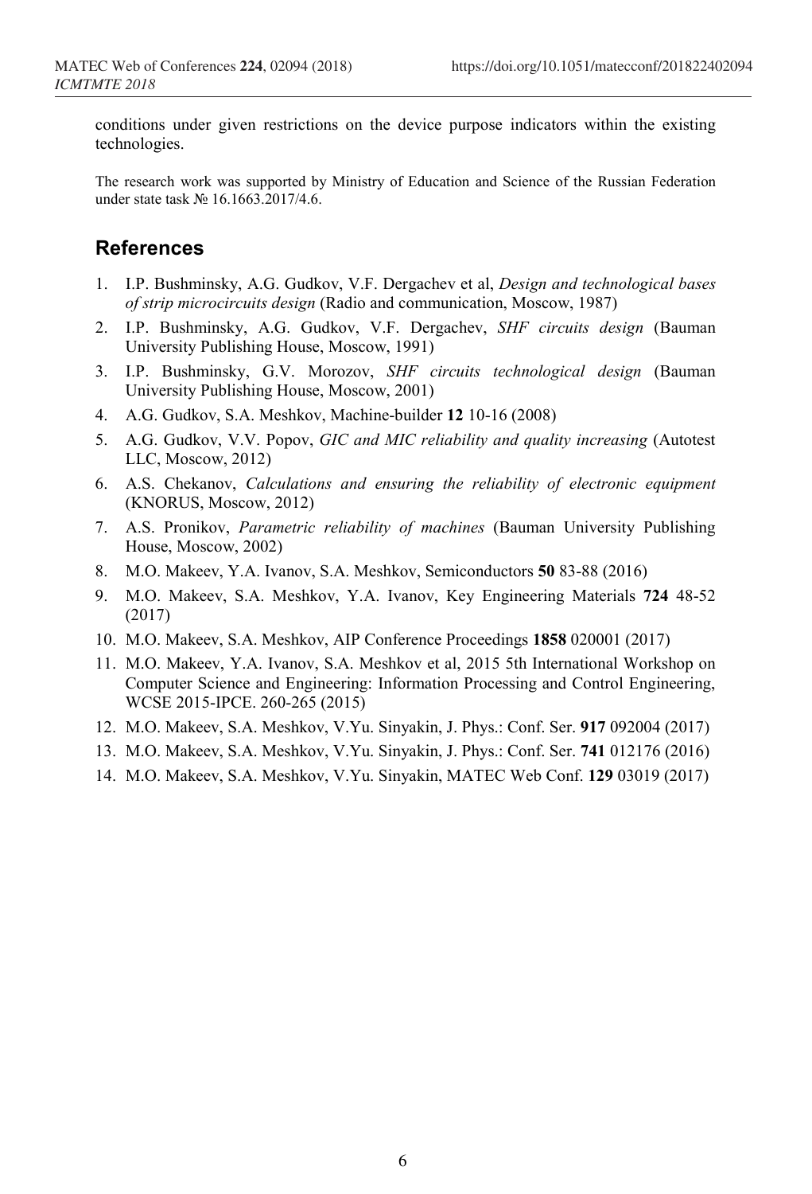conditions under given restrictions on the device purpose indicators within the existing technologies.

The research work was supported by Ministry of Education and Science of the Russian Federation under state task № 16.1663.2017/4.6.

## References

1. I.P. Bushminsky, A.G. Gudkov, V.F. Dergachev et al, *Design and technological bases of strip microcircuits design* (Radio and communication, Moscow, 1987)
2. I.P. Bushminsky, A.G. Gudkov, V.F. Dergachev, *SHF circuits design* (Bauman University Publishing House, Moscow, 1991)
3. I.P. Bushminsky, G.V. Morozov, *SHF circuits technological design* (Bauman University Publishing House, Moscow, 2001)
4. A.G. Gudkov, S.A. Meshkov, Machine-builder **12** 10-16 (2008)
5. A.G. Gudkov, V.V. Popov, *GIC and MIC reliability and quality increasing* (Autotest LLC, Moscow, 2012)
6. A.S. Chekanov, *Calculations and ensuring the reliability of electronic equipment* (KNORUS, Moscow, 2012)
7. A.S. Pronikov, *Parametric reliability of machines* (Bauman University Publishing House, Moscow, 2002)
8. M.O. Makeev, Y.A. Ivanov, S.A. Meshkov, Semiconductors **50** 83-88 (2016)
9. M.O. Makeev, S.A. Meshkov, Y.A. Ivanov, Key Engineering Materials **724** 48-52 (2017)
10. M.O. Makeev, S.A. Meshkov, AIP Conference Proceedings **1858** 020001 (2017)
11. M.O. Makeev, Y.A. Ivanov, S.A. Meshkov et al, 2015 5th International Workshop on Computer Science and Engineering: Information Processing and Control Engineering, WCSE 2015-IPCE. 260-265 (2015)
12. M.O. Makeev, S.A. Meshkov, V.Yu. Sinyakin, J. Phys.: Conf. Ser. **917** 092004 (2017)
13. M.O. Makeev, S.A. Meshkov, V.Yu. Sinyakin, J. Phys.: Conf. Ser. **741** 012176 (2016)
14. M.O. Makeev, S.A. Meshkov, V.Yu. Sinyakin, MATEC Web Conf. **129** 03019 (2017)